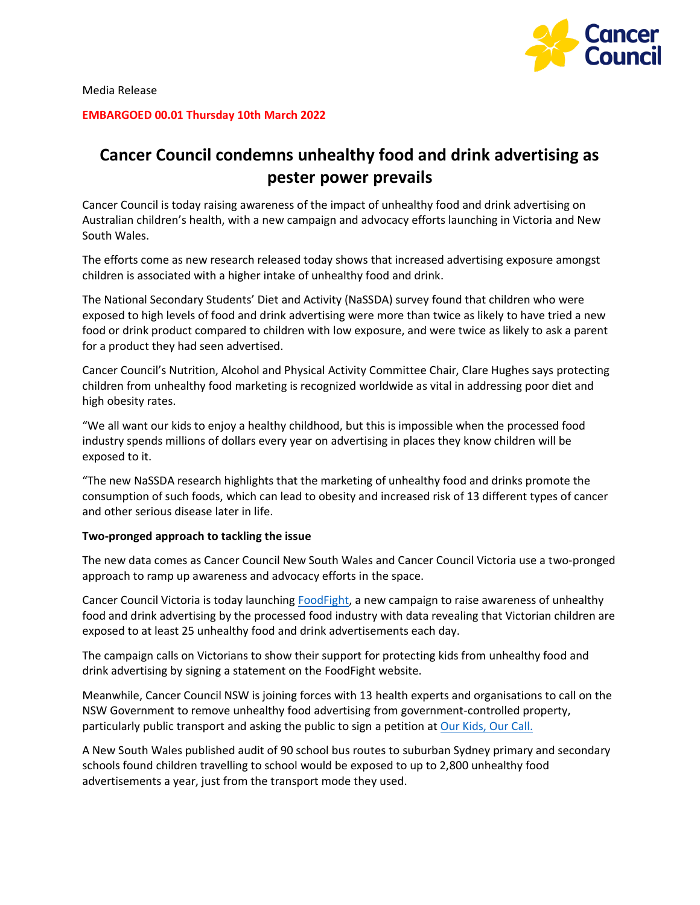Media Release

**EMBARGOED 00.01 Thursday 10th March 2022**

# Cancer Council condemns unhealthy food and drink advertising as pester power prevails

Cancer Council is today raising awareness of the impact of unhealthy food and drink advertising on Australian children's health, with a new campaign and advocacy efforts launching in Victoria and New South Wales.

The efforts come as new research released today shows that increased advertising exposure amongst children is associated with a higher intake of unhealthy food and drink.

The National Secondary Students' Diet and Activity (NaSSDA) survey found that children who were exposed to high levels of food and drink advertising were more than twice as likely to have tried a new food or drink product compared to children with low exposure, and were twice as likely to ask a parent for a product they had seen advertised.

Cancer Council's Nutrition, Alcohol and Physical Activity Committee Chair, Clare Hughes says protecting children from unhealthy food marketing is recognized worldwide as vital in addressing poor diet and high obesity rates.

"We all want our kids to enjoy a healthy childhood, but this is impossible when the processed food industry spends millions of dollars every year on advertising in places they know children will be exposed to it.

"The new NaSSDA research highlights that the marketing of unhealthy food and drinks promote the consumption of such foods, which can lead to obesity and increased risk of 13 different types of cancer and other serious disease later in life.

**Two-pronged approach to tackling the issue**

The new data comes as Cancer Council New South Wales and Cancer Council Victoria use a two-pronged approach to ramp up awareness and advocacy efforts in the space.

Cancer Council Victoria is today launching FoodFight, a new campaign to raise awareness of unhealthy food and drink advertising by the processed food industry with data revealing that Victorian children are exposed to at least 25 unhealthy food and drink advertisements each day.

The campaign calls on Victorians to show their support for protecting kids from unhealthy food and drink advertising by signing a statement on the FoodFight website.

Meanwhile, Cancer Council NSW is joining forces with 13 health experts and organisations to call on the NSW Government to remove unhealthy food advertising from government-controlled property, particularly public transport and asking the public to sign a petition at Our Kids, Our Call.

A New South Wales published audit of 90 school bus routes to suburban Sydney primary and secondary schools found children travelling to school would be exposed to up to 2,800 unhealthy food advertisements a year, just from the transport mode they used.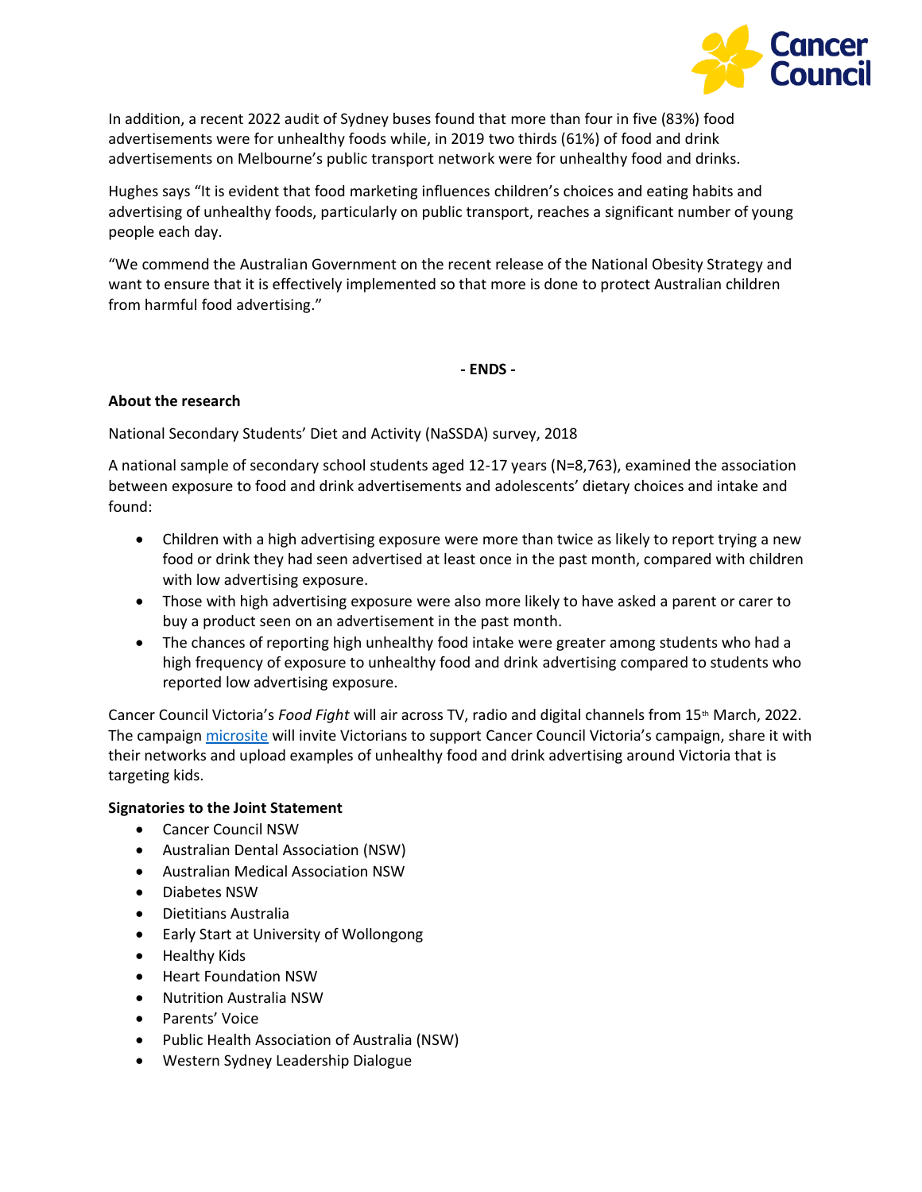In addition, a recent 2022 audit of Sydney buses found that more than four in five (83%) food advertisements were for unhealthy foods while, in 2019 two thirds (61%) of food and drink advertisements on Melbourne's public transport network were for unhealthy food and drinks.

Hughes says "It is evident that food marketing influences children's choices and eating habits and advertising of unhealthy foods, particularly on public transport, reaches a significant number of young people each day.

"We commend the Australian Government on the recent release of the National Obesity Strategy and want to ensure that it is effectively implemented so that more is done to protect Australian children from harmful food advertising."

**- ENDS -**

**About the research**

National Secondary Students' Diet and Activity (NaSSDA) survey, 2018

A national sample of secondary school students aged 12-17 years (N=8,763), examined the association between exposure to food and drink advertisements and adolescents' dietary choices and intake and found:

- Children with a high advertising exposure were more than twice as likely to report trying a new food or drink they had seen advertised at least once in the past month, compared with children with low advertising exposure.
- Those with high advertising exposure were also more likely to have asked a parent or carer to buy a product seen on an advertisement in the past month.
- The chances of reporting high unhealthy food intake were greater among students who had a high frequency of exposure to unhealthy food and drink advertising compared to students who reported low advertising exposure.

Cancer Council Victoria's *Food Fight* will air across TV, radio and digital channels from 15th March, 2022. The campaign microsite will invite Victorians to support Cancer Council Victoria's campaign, share it with their networks and upload examples of unhealthy food and drink advertising around Victoria that is targeting kids.

**Signatories to the Joint Statement**

- Cancer Council NSW
- Australian Dental Association (NSW)
- Australian Medical Association NSW
- Diabetes NSW
- Dietitians Australia
- Early Start at University of Wollongong
- Healthy Kids
- Heart Foundation NSW
- Nutrition Australia NSW
- Parents' Voice
- Public Health Association of Australia (NSW)
- Western Sydney Leadership Dialogue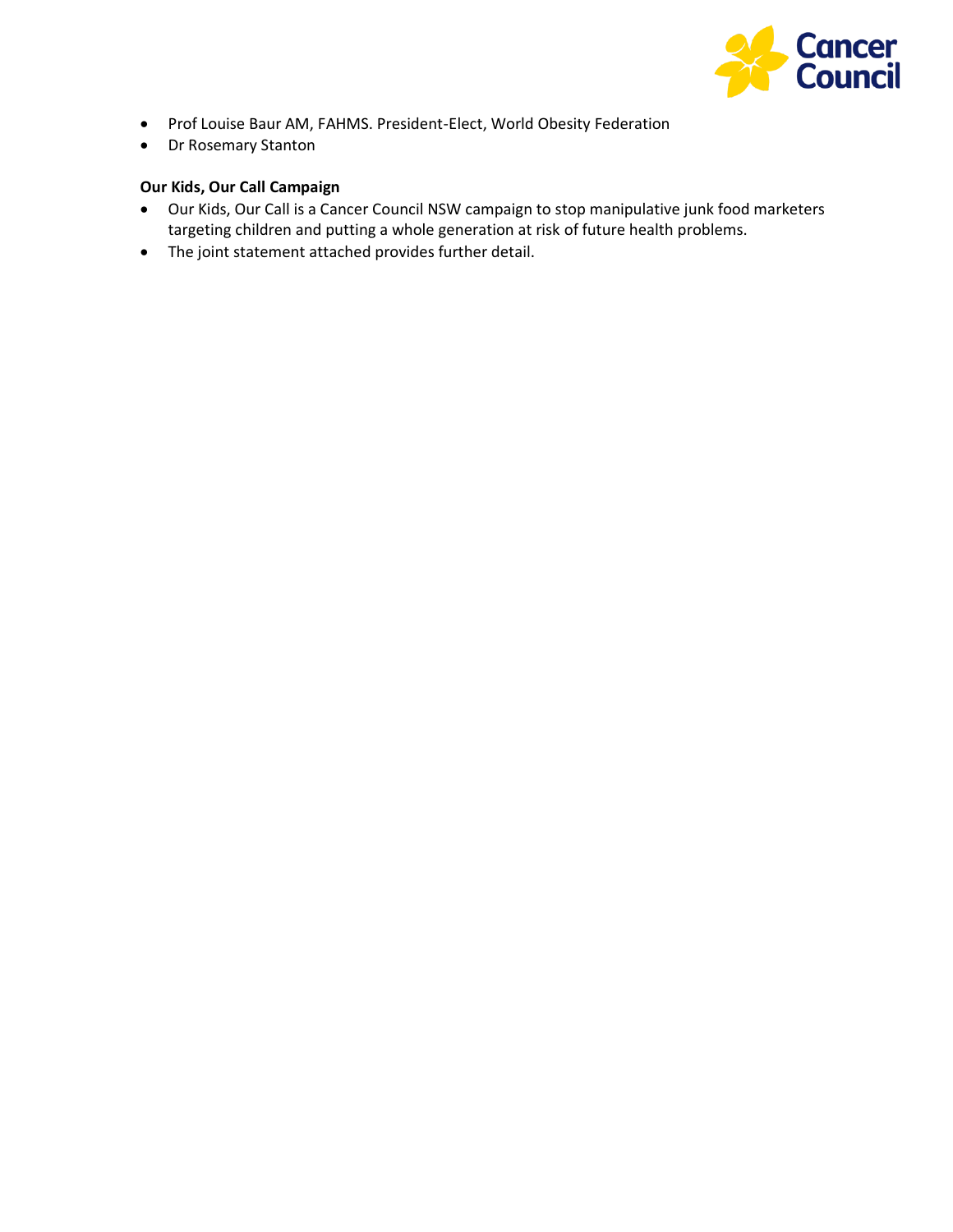- Prof Louise Baur AM, FAHMS. President-Elect, World Obesity Federation
- Dr Rosemary Stanton

**Our Kids, Our Call Campaign**

- Our Kids, Our Call is a Cancer Council NSW campaign to stop manipulative junk food marketers targeting children and putting a whole generation at risk of future health problems.
- The joint statement attached provides further detail.